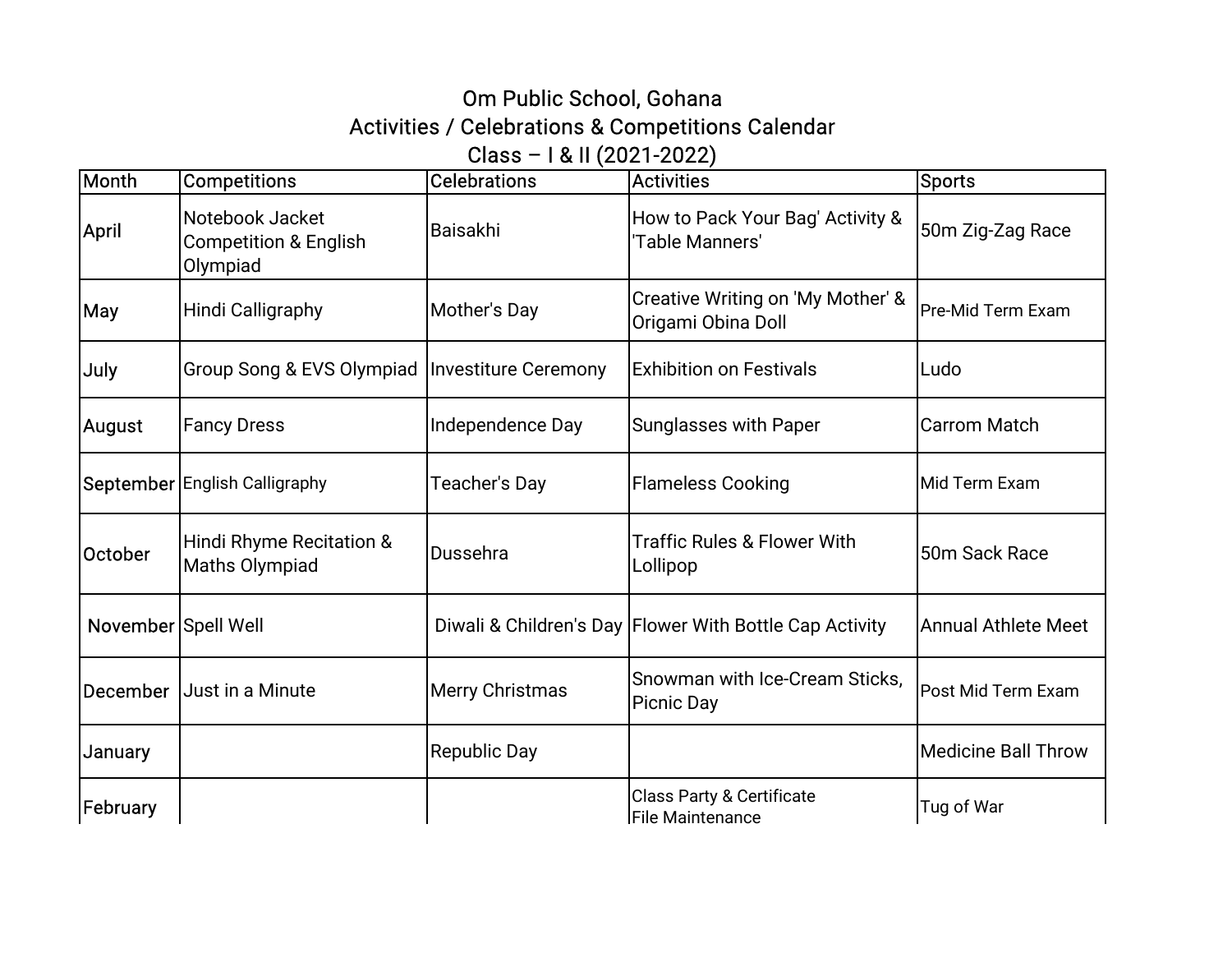# Om Public School, Gohana

## Activities / Celebrations & Competitions Calendar

## Class – I & II (2021-2022)

| Month | Competitions | Celebrations | Activities | Sports |
|---|---|---|---|---|
| April | Notebook Jacket Competition & English Olympiad | Baisakhi | How to Pack Your Bag' Activity & 'Table Manners' | 50m Zig-Zag Race |
| May | Hindi Calligraphy | Mother's Day | Creative Writing on 'My Mother' & Origami Obina Doll | Pre-Mid Term Exam |
| July | Group Song & EVS Olympiad | Investiture Ceremony | Exhibition on Festivals | Ludo |
| August | Fancy Dress | Independence Day | Sunglasses with Paper | Carrom Match |
| September | English Calligraphy | Teacher's Day | Flameless Cooking | Mid Term Exam |
| October | Hindi Rhyme Recitation & Maths Olympiad | Dussehra | Traffic Rules & Flower With Lollipop | 50m Sack Race |
| November | Spell Well | Diwali & Children's Day | Flower With Bottle Cap Activity | Annual Athlete Meet |
| December | Just in a Minute | Merry Christmas | Snowman with Ice-Cream Sticks, Picnic Day | Post Mid Term Exam |
| January | | Republic Day | | Medicine Ball Throw |
| February | | | Class Party & Certificate File Maintenance | Tug of War |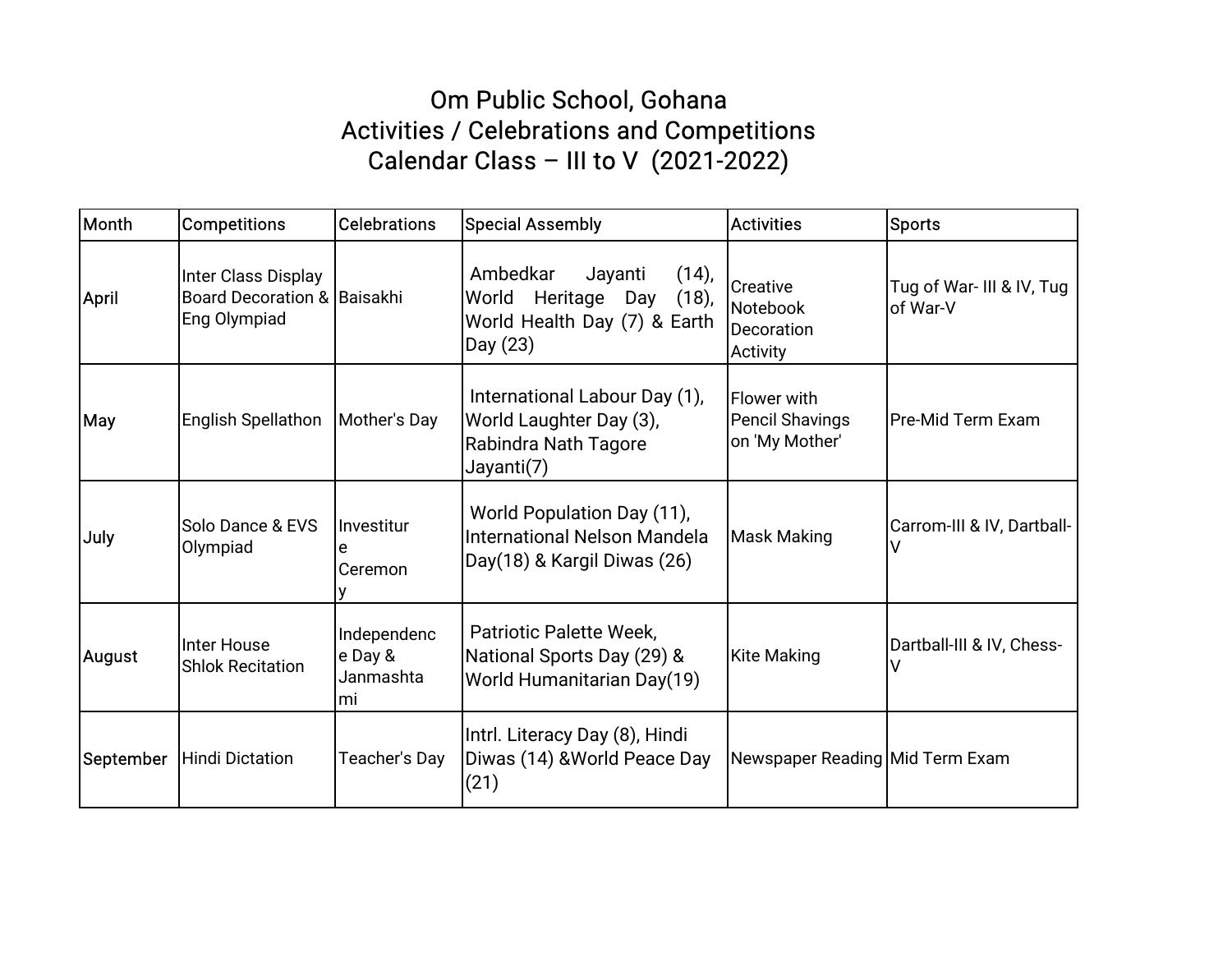# Om Public School, Gohana
## Activities / Celebrations and Competitions
## Calendar Class – III to V (2021-2022)

| Month | Competitions | Celebrations | Special Assembly | Activities | Sports |
|---|---|---|---|---|---|
| April | Inter Class Display Board Decoration & Eng Olympiad | Baisakhi | Ambedkar Jayanti (14), World Heritage Day (18), World Health Day (7) & Earth Day (23) | Creative Notebook Decoration Activity | Tug of War- III & IV, Tug of War-V |
| May | English Spellathon | Mother's Day | International Labour Day (1), World Laughter Day (3), Rabindra Nath Tagore Jayanti(7) | Flower with Pencil Shavings on 'My Mother' | Pre-Mid Term Exam |
| July | Solo Dance & EVS Olympiad | Investiture Ceremony | World Population Day (11), International Nelson Mandela Day(18) & Kargil Diwas (26) | Mask Making | Carrom-III & IV, Dartball-V |
| August | Inter House Shlok Recitation | Independence Day & Janmashtami | Patriotic Palette Week, National Sports Day (29) & World Humanitarian Day(19) | Kite Making | Dartball-III & IV, Chess-V |
| September | Hindi Dictation | Teacher's Day | Intrl. Literacy Day (8), Hindi Diwas (14) &World Peace Day (21) | Newspaper Reading | Mid Term Exam |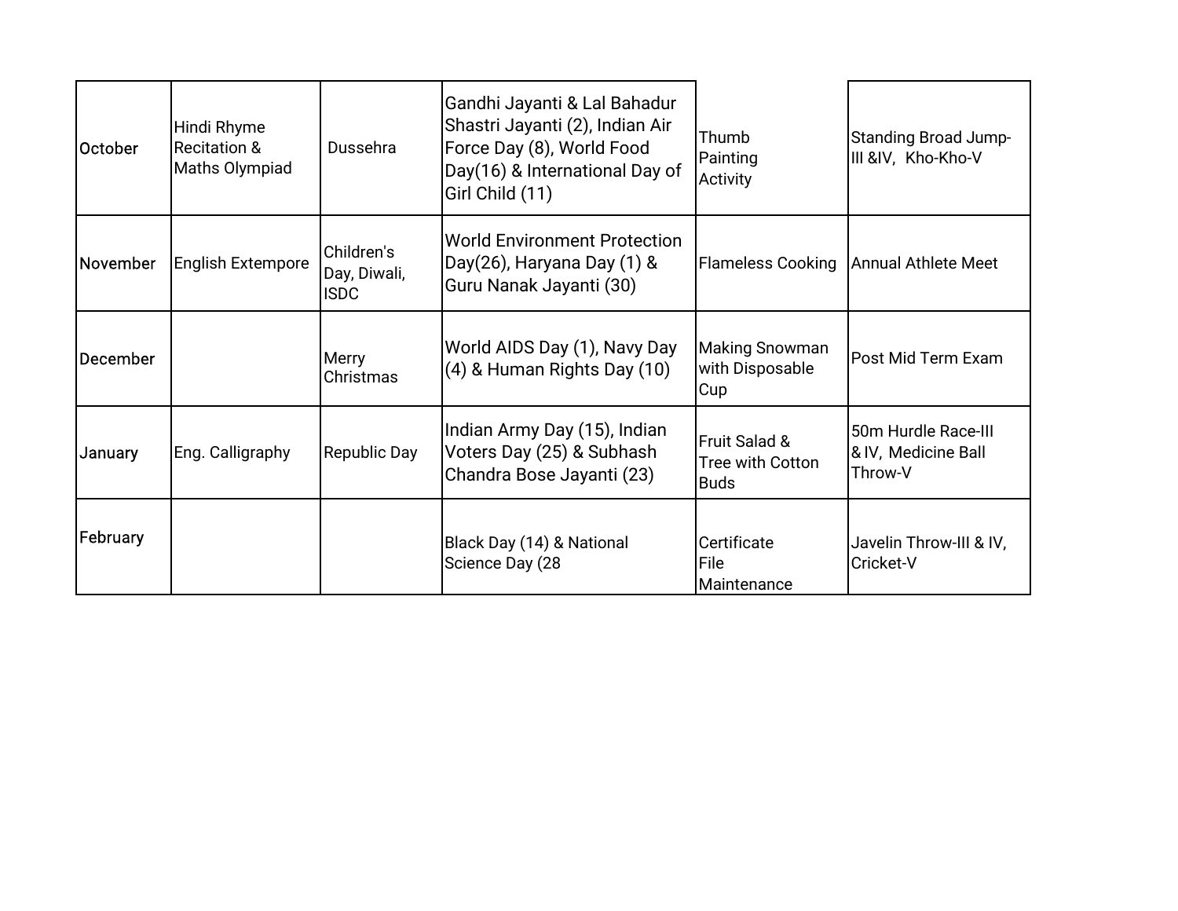| | | | | | |
|---|---|---|---|---|---|
| October | Hindi Rhyme Recitation & Maths Olympiad | Dussehra | Gandhi Jayanti & Lal Bahadur Shastri Jayanti (2), Indian Air Force Day (8), World Food Day(16) & International Day of Girl Child (11) | Thumb Painting Activity | Standing Broad Jump-III &IV, Kho-Kho-V |
| November | English Extempore | Children's Day, Diwali, ISDC | World Environment Protection Day(26), Haryana Day (1) & Guru Nanak Jayanti (30) | Flameless Cooking | Annual Athlete Meet |
| December | | Merry Christmas | World AIDS Day (1), Navy Day (4) & Human Rights Day (10) | Making Snowman with Disposable Cup | Post Mid Term Exam |
| January | Eng. Calligraphy | Republic Day | Indian Army Day (15), Indian Voters Day (25) & Subhash Chandra Bose Jayanti (23) | Fruit Salad & Tree with Cotton Buds | 50m Hurdle Race-III & IV, Medicine Ball Throw-V |
| February | | | Black Day (14) & National Science Day (28 | Certificate File Maintenance | Javelin Throw-III & IV, Cricket-V |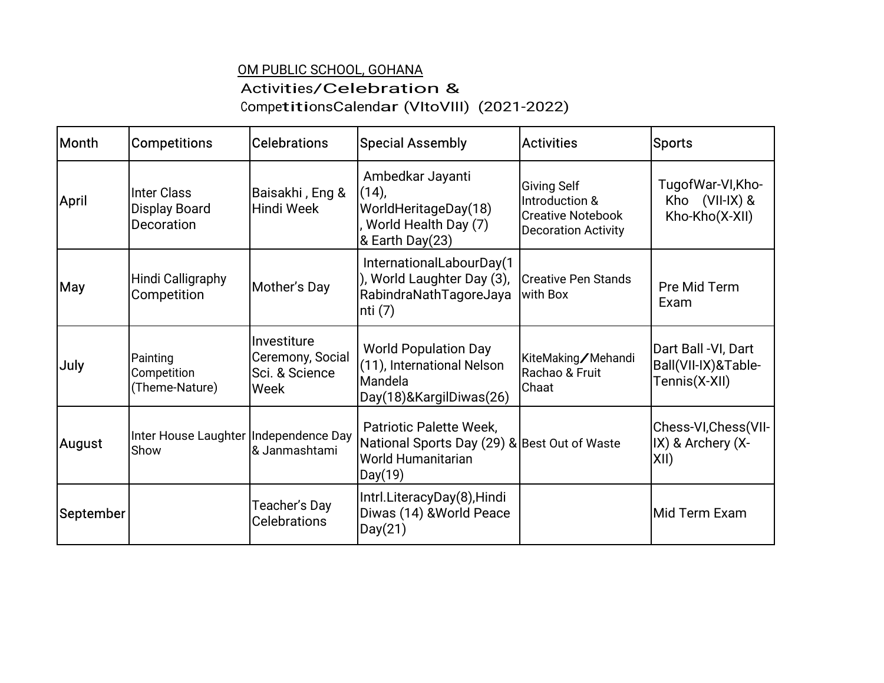OM PUBLIC SCHOOL, GOHANA

Activities/Celebration & CompetitionsCalendar (VItoVIII) (2021-2022)

| Month | Competitions | Celebrations | Special Assembly | Activities | Sports |
|---|---|---|---|---|---|
| April | Inter Class Display Board Decoration | Baisakhi , Eng & Hindi Week | Ambedkar Jayanti (14), WorldHeritageDay(18) , World Health Day (7) & Earth Day(23) | Giving Self Introduction & Creative Notebook Decoration Activity | TugofWar-VI,Kho-Kho (VII-IX) & Kho-Kho(X-XII) |
| May | Hindi Calligraphy Competition | Mother's Day | InternationalLabourDay(1), World Laughter Day (3), RabindraNathTagoreJayanti (7) | Creative Pen Stands with Box | Pre Mid Term Exam |
| July | Painting Competition (Theme-Nature) | Investiture Ceremony, Social Sci. & Science Week | World Population Day (11), International Nelson Mandela Day(18)&KargilDiwas(26) | KiteMaking/Mehandi Rachao & Fruit Chaat | Dart Ball -VI, Dart Ball(VII-IX)&Table-Tennis(X-XII) |
| August | Inter House Laughter Show | Independence Day & Janmashtami | Patriotic Palette Week, National Sports Day (29) & World Humanitarian Day(19) | Best Out of Waste | Chess-VI,Chess(VII-IX) & Archery (X-XII) |
| September | | Teacher's Day Celebrations | Intrl.LiteracyDay(8),Hindi Diwas (14) &World Peace Day(21) | | Mid Term Exam |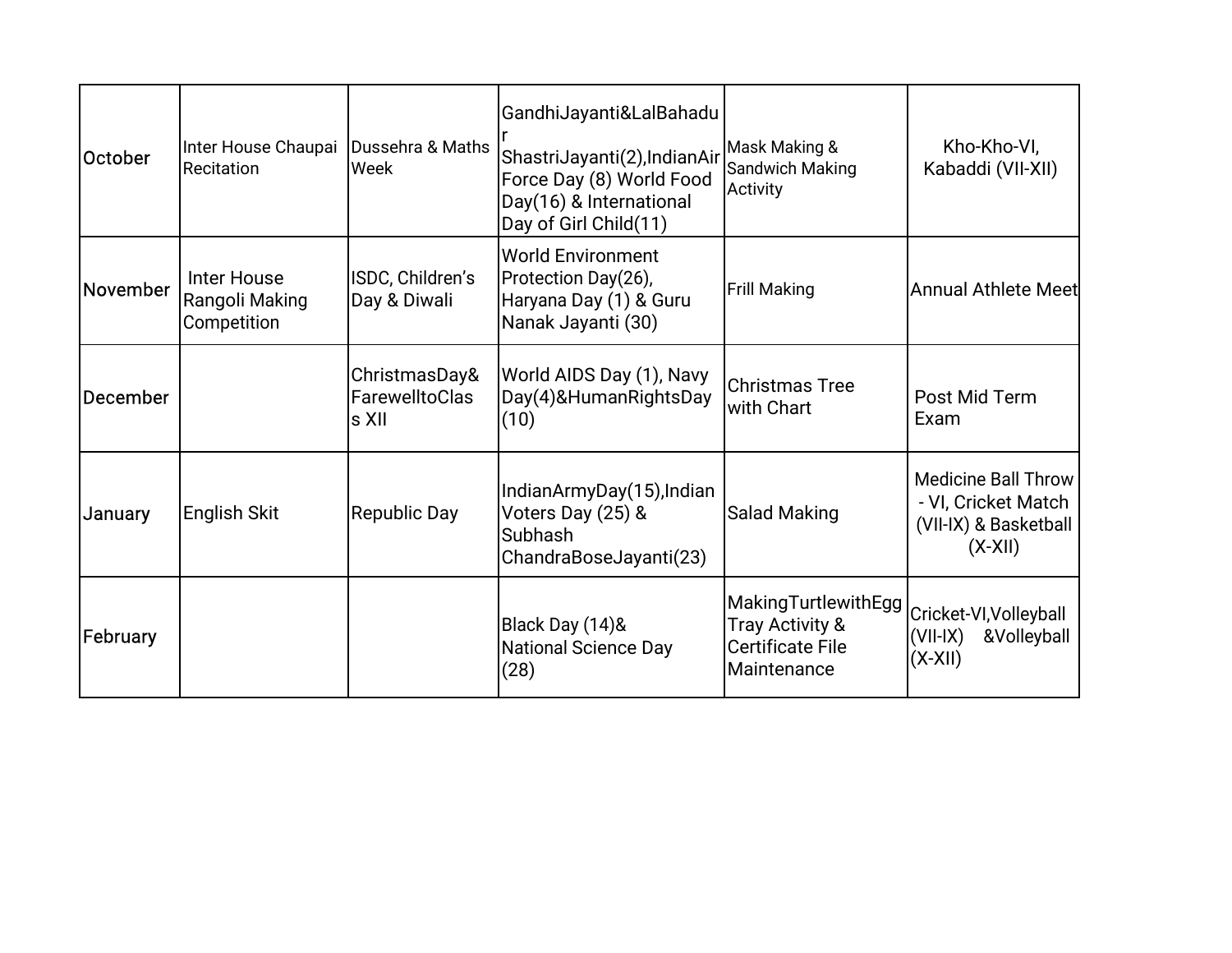| October | Inter House Chaupai Recitation | Dussehra & Maths Week | GandhiJayanti&LalBahadur ShastriJayanti(2),IndianAir Force Day (8) World Food Day(16) & International Day of Girl Child(11) | Mask Making & Sandwich Making Activity | Kho-Kho-VI, Kabaddi (VII-XII) |
|---|---|---|---|---|---|
| November | Inter House Rangoli Making Competition | ISDC, Children's Day & Diwali | World Environment Protection Day(26), Haryana Day (1) & Guru Nanak Jayanti (30) | Frill Making | Annual Athlete Meet |
| December | | ChristmasDay& FarewelltoClass XII | World AIDS Day (1), Navy Day(4)&HumanRightsDay (10) | Christmas Tree with Chart | Post Mid Term Exam |
| January | English Skit | Republic Day | IndianArmyDay(15),Indian Voters Day (25) & Subhash ChandraBoseJayanti(23) | Salad Making | Medicine Ball Throw - VI, Cricket Match (VII-IX) & Basketball (X-XII) |
| February | | | Black Day (14)& National Science Day (28) | MakingTurtlewithEgg Tray Activity & Certificate File Maintenance | Cricket-VI,Volleyball (VII-IX) &Volleyball (X-XII) |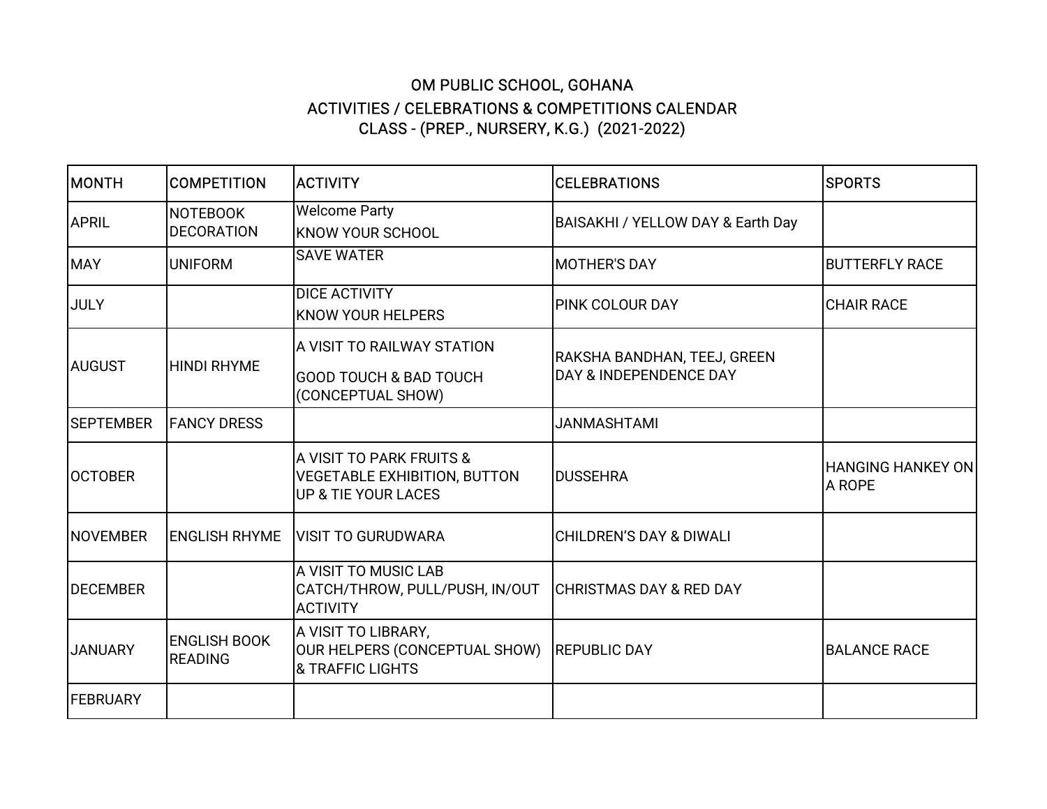# OM PUBLIC SCHOOL, GOHANA

## ACTIVITIES / CELEBRATIONS & COMPETITIONS CALENDAR

### CLASS - (PREP., NURSERY, K.G.) (2021-2022)

| MONTH | COMPETITION | ACTIVITY | CELEBRATIONS | SPORTS |
|---|---|---|---|---|
| APRIL | NOTEBOOK DECORATION | Welcome Party<br>KNOW YOUR SCHOOL | BAISAKHI / YELLOW DAY & Earth Day | |
| MAY | UNIFORM | SAVE WATER | MOTHER'S DAY | BUTTERFLY RACE |
| JULY | | DICE ACTIVITY<br>KNOW YOUR HELPERS | PINK COLOUR DAY | CHAIR RACE |
| AUGUST | HINDI RHYME | A VISIT TO RAILWAY STATION<br>GOOD TOUCH & BAD TOUCH (CONCEPTUAL SHOW) | RAKSHA BANDHAN, TEEJ, GREEN DAY & INDEPENDENCE DAY | |
| SEPTEMBER | FANCY DRESS | | JANMASHTAMI | |
| OCTOBER | | A VISIT TO PARK FRUITS & VEGETABLE EXHIBITION, BUTTON UP & TIE YOUR LACES | DUSSEHRA | HANGING HANKEY ON A ROPE |
| NOVEMBER | ENGLISH RHYME | VISIT TO GURUDWARA | CHILDREN'S DAY & DIWALI | |
| DECEMBER | | A VISIT TO MUSIC LAB<br>CATCH/THROW, PULL/PUSH, IN/OUT ACTIVITY | CHRISTMAS DAY & RED DAY | |
| JANUARY | ENGLISH BOOK READING | A VISIT TO LIBRARY,<br>OUR HELPERS (CONCEPTUAL SHOW) & TRAFFIC LIGHTS | REPUBLIC DAY | BALANCE RACE |
| FEBRUARY | | | | |